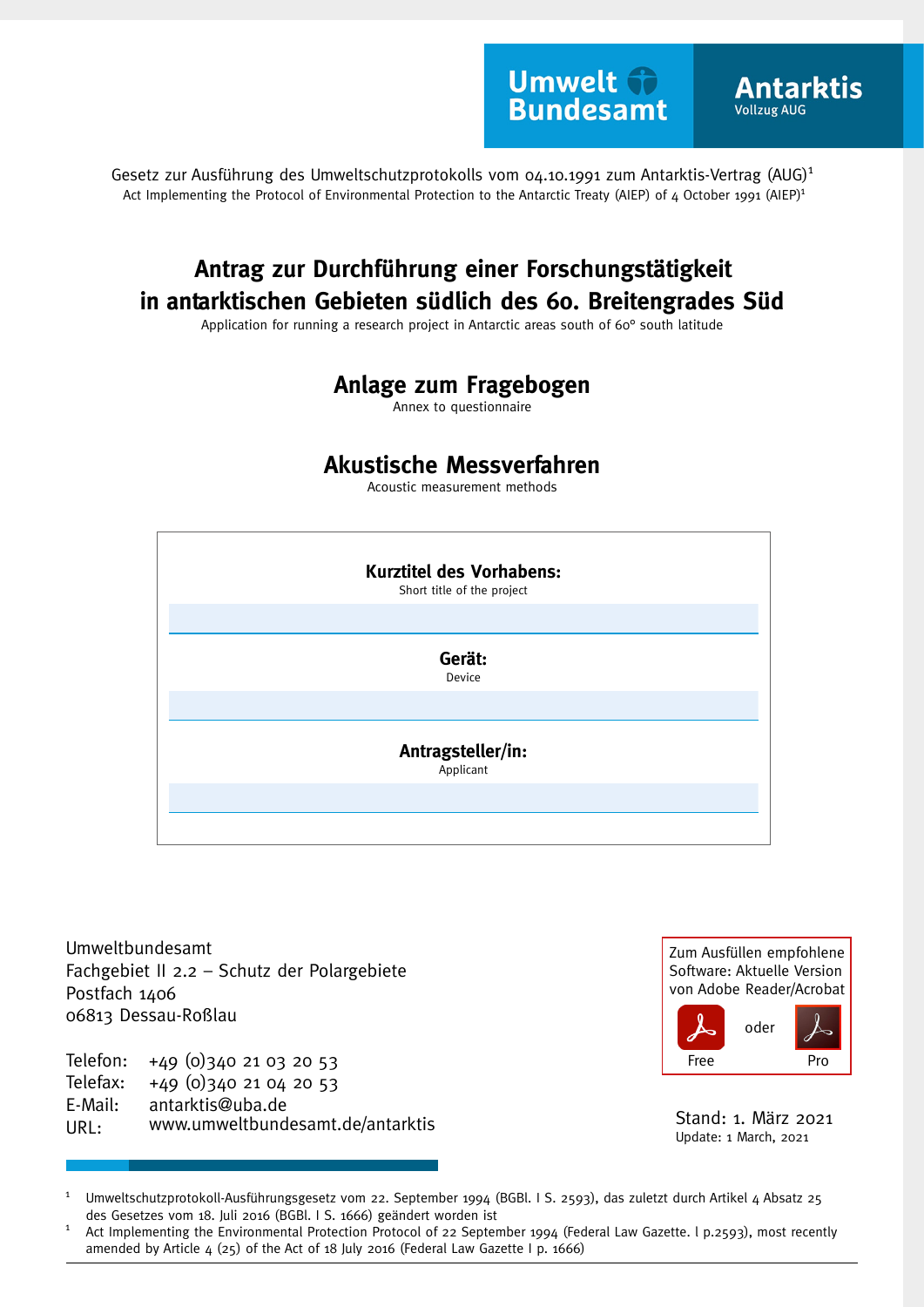Umwelt Bundesamt

**Antarktis**
Vollzug AUG

Gesetz zur Ausführung des Umweltschutzprotokolls vom 04.10.1991 zum Antarktis-Vertrag (AUG)[1]
Act Implementing the Protocol of Environmental Protection to the Antarctic Treaty (AIEP) of 4 October 1991 (AIEP)[1]

# Antrag zur Durchführung einer Forschungstätigkeit in antarktischen Gebieten südlich des 60. Breitengrades Süd

Application for running a research project in Antarctic areas south of 60° south latitude

## Anlage zum Fragebogen

Annex to questionnaire

## Akustische Messverfahren

Acoustic measurement methods

**Kurztitel des Vorhabens:**
Short title of the project

**Gerät:**
Device

**Antragsteller/in:**
Applicant

Umweltbundesamt
Fachgebiet II 2.2 – Schutz der Polargebiete
Postfach 1406
06813 Dessau-Roßlau

Telefon: +49 (0)340 21 03 20 53
Telefax: +49 (0)340 21 04 20 53
E-Mail: antarktis@uba.de
URL: www.umweltbundesamt.de/antarktis

Zum Ausfüllen empfohlene Software: Aktuelle Version von Adobe Reader/Acrobat
Free oder Pro

Stand: 1. März 2021
Update: 1 March, 2021

[1] Umweltschutzprotokoll-Ausführungsgesetz vom 22. September 1994 (BGBl. I S. 2593), das zuletzt durch Artikel 4 Absatz 25 des Gesetzes vom 18. Juli 2016 (BGBl. I S. 1666) geändert worden ist

[1] Act Implementing the Environmental Protection Protocol of 22 September 1994 (Federal Law Gazette. I p.2593), most recently amended by Article 4 (25) of the Act of 18 July 2016 (Federal Law Gazette I p. 1666)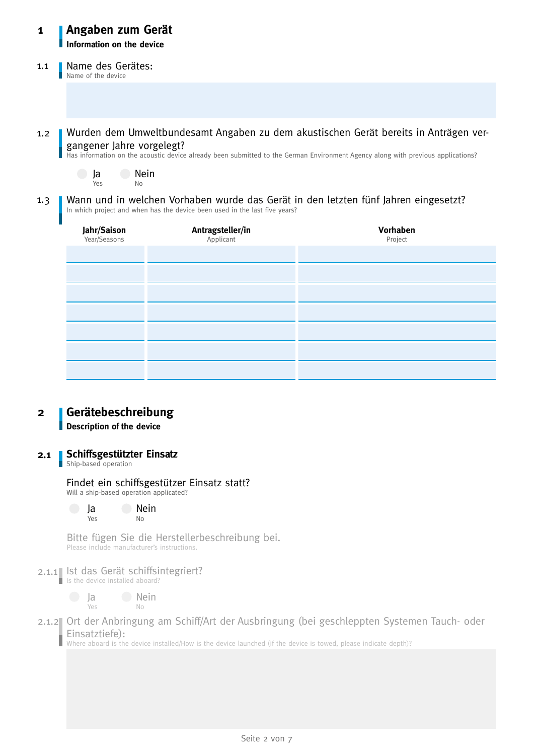# 1 Angaben zum Gerät

**Information on the device**

## 1.1 Name des Gerätes:

Name of the device

## 1.2 Wurden dem Umweltbundesamt Angaben zu dem akustischen Gerät bereits in Anträgen vergangener Jahre vorgelegt?

Has information on the acoustic device already been submitted to the German Environment Agency along with previous applications?

- Ja (Yes)
- Nein (No)

## 1.3 Wann und in welchen Vorhaben wurde das Gerät in den letzten fünf Jahren eingesetzt?

In which project and when has the device been used in the last five years?

| **Jahr/Saison** Year/Seasons | **Antragsteller/in** Applicant | **Vorhaben** Project |
|---|---|---|
| | | |
| | | |
| | | |
| | | |
| | | |
| | | |
| | | |

# 2 Gerätebeschreibung

**Description of the device**

## 2.1 Schiffsgestützter Einsatz

Ship-based operation

Findet ein schiffsgestützer Einsatz statt?
Will a ship-based operation applicated?

- Ja (Yes)
- Nein (No)

Bitte fügen Sie die Herstellerbeschreibung bei.
Please include manufacturer's instructions.

### 2.1.1 Ist das Gerät schiffsintegriert?

Is the device installed aboard?

- Ja (Yes)
- Nein (No)

### 2.1.2 Ort der Anbringung am Schiff/Art der Ausbringung (bei geschleppten Systemen Tauch- oder Einsatztiefe):

Where aboard is the device installed/How is the device launched (if the device is towed, please indicate depth)?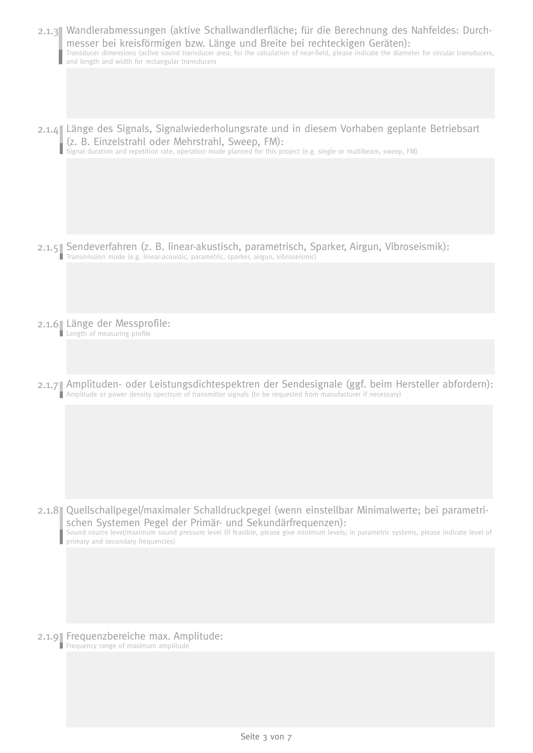2.1.3 Wandlerabmessungen (aktive Schallwandlerfläche; für die Berechnung des Nahfeldes: Durchmesser bei kreisförmigen bzw. Länge und Breite bei rechteckigen Geräten):
Transducer dimensions (active sound transducer area; for the calculation of near-field, please indicate the diameter for circular transducers, and length and width for rectangular transducers

2.1.4 Länge des Signals, Signalwiederholungsrate und in diesem Vorhaben geplante Betriebsart (z. B. Einzelstrahl oder Mehrstrahl, Sweep, FM):
Signal duration and repetition rate, operation mode planned for this project (e.g. single or multibeam, sweep, FM)

2.1.5 Sendeverfahren (z. B. linear-akustisch, parametrisch, Sparker, Airgun, Vibroseismik):
Transmission mode (e.g. linear-acoustic, parametric, sparker, airgun, vibroseismic)

2.1.6 Länge der Messprofile:
Length of measuring profile

2.1.7 Amplituden- oder Leistungsdichtespektren der Sendesignale (ggf. beim Hersteller abfordern):
Amplitude or power density spectrum of transmitter signals (to be requested from manufacturer if necessary)

2.1.8 Quellschallpegel/maximaler Schalldruckpegel (wenn einstellbar Minimalwerte; bei parametrischen Systemen Pegel der Primär- und Sekundärfrequenzen):
Sound source level/maximum sound pressure level (if feasible, please give minimum levels; in parametric systems, please indicate level of primary and secondary frequencies)

2.1.9 Frequenzbereiche max. Amplitude:
Frequency range of maximum amplitude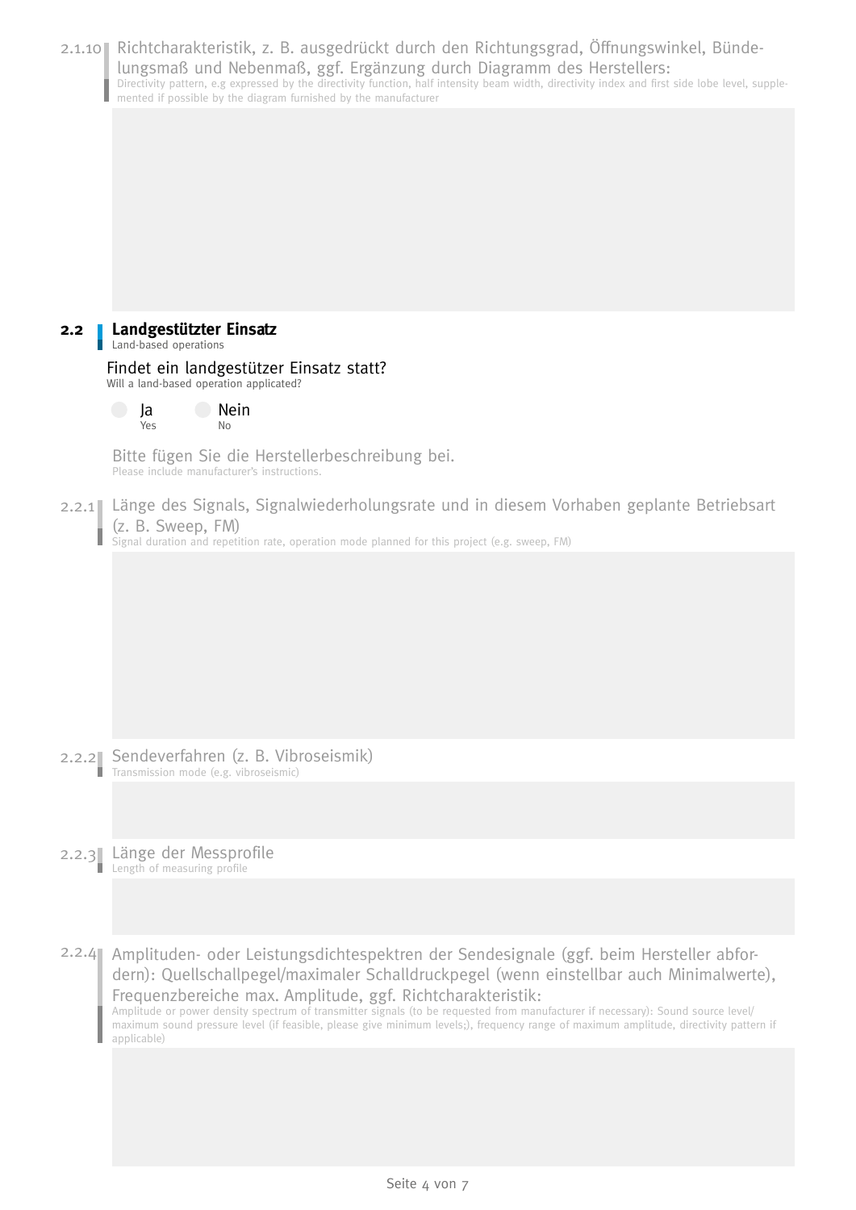2.1.10 Richtcharakteristik, z. B. ausgedrückt durch den Richtungsgrad, Öffnungswinkel, Bündelungsmaß und Nebenmaß, ggf. Ergänzung durch Diagramm des Herstellers:
Directivity pattern, e.g expressed by the directivity function, half intensity beam width, directivity index and first side lobe level, supplemented if possible by the diagram furnished by the manufacturer

## 2.2 Landgestützter Einsatz
Land-based operations

Findet ein landgestützer Einsatz statt?
Will a land-based operation applicated?

- Ja / Yes
- Nein / No

Bitte fügen Sie die Herstellerbeschreibung bei.
Please include manufacturer's instructions.

2.2.1 Länge des Signals, Signalwiederholungsrate und in diesem Vorhaben geplante Betriebsart (z. B. Sweep, FM)
Signal duration and repetition rate, operation mode planned for this project (e.g. sweep, FM)

2.2.2 Sendeverfahren (z. B. Vibroseismik)
Transmission mode (e.g. vibroseismic)

2.2.3 Länge der Messprofile
Length of measuring profile

2.2.4 Amplituden- oder Leistungsdichtespektren der Sendesignale (ggf. beim Hersteller abfordern): Quellschallpegel/maximaler Schalldruckpegel (wenn einstellbar auch Minimalwerte), Frequenzbereiche max. Amplitude, ggf. Richtcharakteristik:
Amplitude or power density spectrum of transmitter signals (to be requested from manufacturer if necessary): Sound source level/ maximum sound pressure level (if feasible, please give minimum levels;), frequency range of maximum amplitude, directivity pattern if applicable)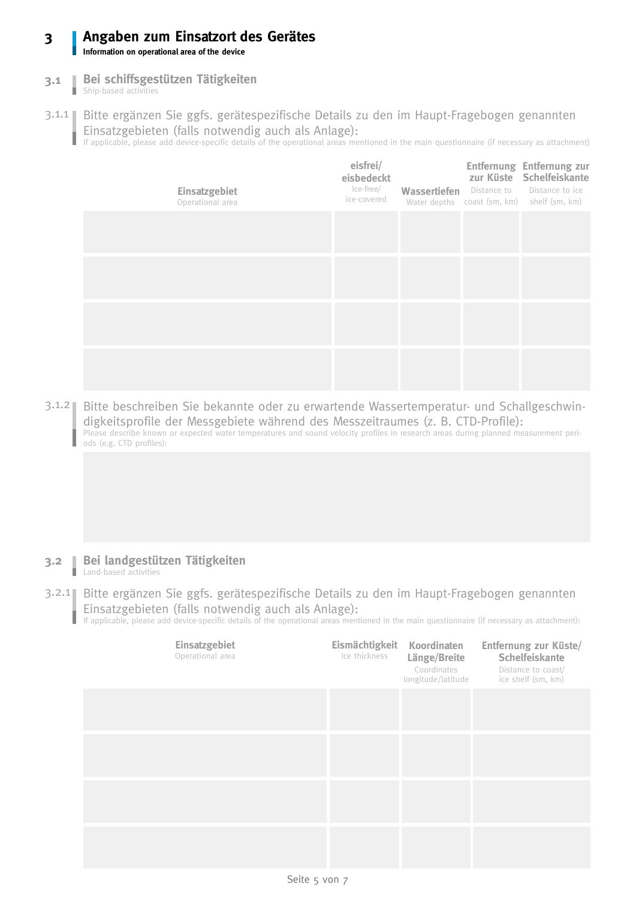## 3 Angaben zum Einsatzort des Gerätes

**Information on operational area of the device**

### 3.1 Bei schiffsgestützen Tätigkeiten

Ship-based activities

3.1.1 Bitte ergänzen Sie ggfs. gerätespezifische Details zu den im Haupt-Fragebogen genannten Einsatzgebieten (falls notwendig auch als Anlage):

If applicable, please add device-specific details of the operational areas mentioned in the main questionnaire (if necessary as attachment)

| **Einsatzgebiet** Operational area | **eisfrei/ eisbedeckt** Ice-free/ ice-covered | **Wassertiefen** Water depths | **Entfernung zur Küste** Distance to coast (sm, km) | **Entfernung zur Schelfeiskante** Distance to ice shelf (sm, km) |
|---|---|---|---|---|
| | | | | |
| | | | | |
| | | | | |
| | | | | |

3.1.2 Bitte beschreiben Sie bekannte oder zu erwartende Wassertemperatur- und Schallgeschwindigkeitsprofile der Messgebiete während des Messzeitraumes (z. B. CTD-Profile):

Please describe known or expected water temperatures and sound velocity profiles in research areas during planned measurement periods (e.g. CTD profiles):

### 3.2 Bei landgestützen Tätigkeiten

Land-based activities

3.2.1 Bitte ergänzen Sie ggfs. gerätespezifische Details zu den im Haupt-Fragebogen genannten Einsatzgebieten (falls notwendig auch als Anlage):

If applicable, please add device-specific details of the operational areas mentioned in the main questionnaire (if necessary as attachment):

| **Einsatzgebiet** Operational area | **Eismächtigkeit** Ice thickness | **Koordinaten Länge/Breite** Coordinates longitude/latitude | **Entfernung zur Küste/ Schelfeiskante** Distance to coast/ ice shelf (sm, km) |
|---|---|---|---|
| | | | |
| | | | |
| | | | |
| | | | |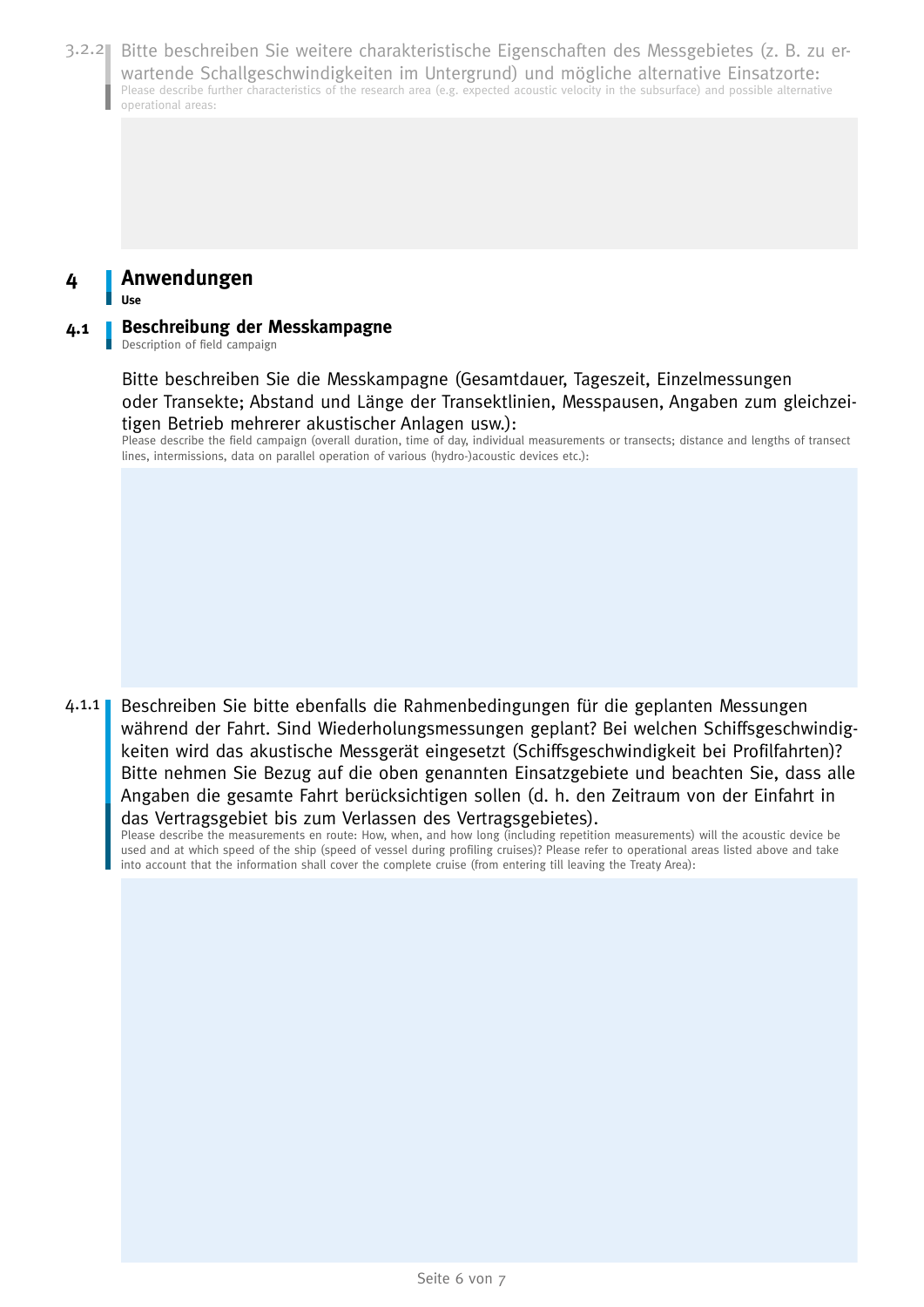3.2.2 Bitte beschreiben Sie weitere charakteristische Eigenschaften des Messgebietes (z. B. zu erwartende Schallgeschwindigkeiten im Untergrund) und mögliche alternative Einsatzorte:
Please describe further characteristics of the research area (e.g. expected acoustic velocity in the subsurface) and possible alternative operational areas:

# 4 Anwendungen
**Use**

## 4.1 Beschreibung der Messkampagne
Description of field campaign

Bitte beschreiben Sie die Messkampagne (Gesamtdauer, Tageszeit, Einzelmessungen oder Transekte; Abstand und Länge der Transektlinien, Messpausen, Angaben zum gleichzeitigen Betrieb mehrerer akustischer Anlagen usw.):
Please describe the field campaign (overall duration, time of day, individual measurements or transects; distance and lengths of transect lines, intermissions, data on parallel operation of various (hydro-)acoustic devices etc.):

4.1.1 Beschreiben Sie bitte ebenfalls die Rahmenbedingungen für die geplanten Messungen während der Fahrt. Sind Wiederholungsmessungen geplant? Bei welchen Schiffsgeschwindigkeiten wird das akustische Messgerät eingesetzt (Schiffsgeschwindigkeit bei Profilfahrten)? Bitte nehmen Sie Bezug auf die oben genannten Einsatzgebiete und beachten Sie, dass alle Angaben die gesamte Fahrt berücksichtigen sollen (d. h. den Zeitraum von der Einfahrt in das Vertragsgebiet bis zum Verlassen des Vertragsgebietes).
Please describe the measurements en route: How, when, and how long (including repetition measurements) will the acoustic device be used and at which speed of the ship (speed of vessel during profiling cruises)? Please refer to operational areas listed above and take into account that the information shall cover the complete cruise (from entering till leaving the Treaty Area):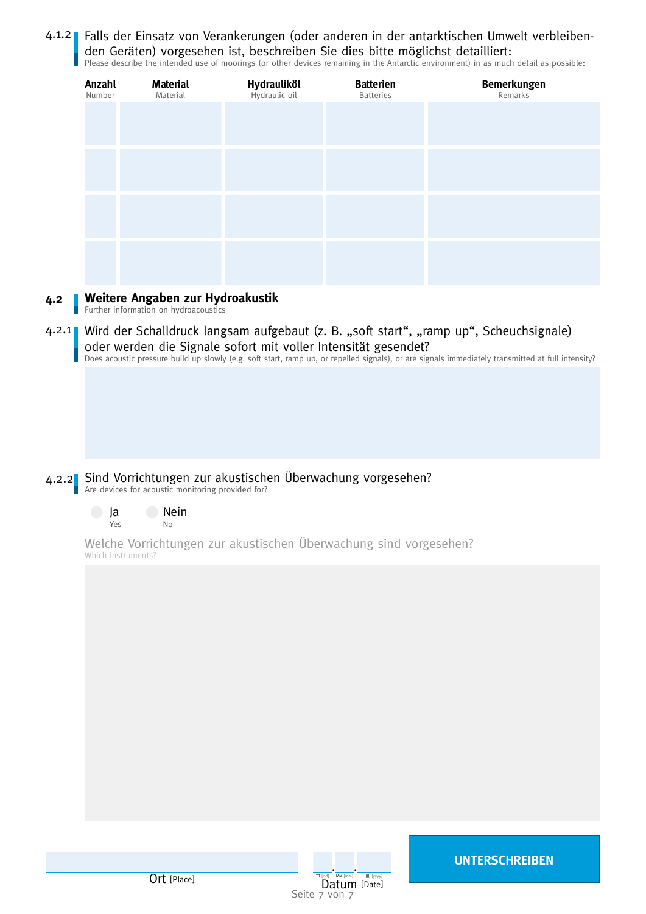4.1.2 Falls der Einsatz von Verankerungen (oder anderen in der antarktischen Umwelt verbleibenden Geräten) vorgesehen ist, beschreiben Sie dies bitte möglichst detailliert:
Please describe the intended use of moorings (or other devices remaining in the Antarctic environment) in as much detail as possible:

| **Anzahl** Number | **Material** Material | **Hydrauliköl** Hydraulic oil | **Batterien** Batteries | **Bemerkungen** Remarks |
|---|---|---|---|---|
| | | | | |
| | | | | |
| | | | | |
| | | | | |

## 4.2 Weitere Angaben zur Hydroakustik
Further information on hydroacoustics

4.2.1 Wird der Schalldruck langsam aufgebaut (z. B. „soft start", „ramp up", Scheuchsignale) oder werden die Signale sofort mit voller Intensität gesendet?
Does acoustic pressure build up slowly (e.g. soft start, ramp up, or repelled signals), or are signals immediately transmitted at full intensity?

4.2.2 Sind Vorrichtungen zur akustischen Überwachung vorgesehen?
Are devices for acoustic monitoring provided for?

○ Ja
Yes

○ Nein
No

Welche Vorrichtungen zur akustischen Überwachung sind vorgesehen?
Which instruments?

Ort [Place]

TT [dd] . MM [mm] . JJJJ [yyyy]
Datum [Date]

UNTERSCHREIBEN